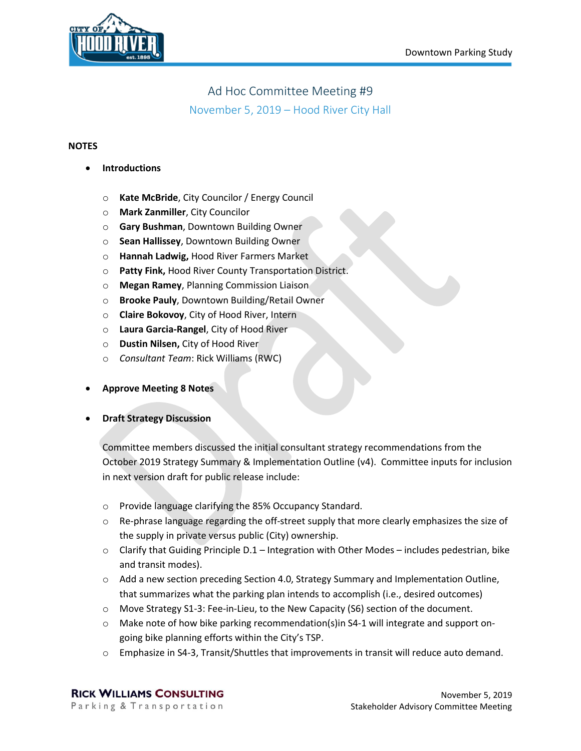# Ad Hoc Committee Meeting #9

## November 5, 2019 – Hood River City Hall

**NOTES**

- **Introductions**
  - **Kate McBride**, City Councilor / Energy Council
  - **Mark Zanmiller**, City Councilor
  - **Gary Bushman**, Downtown Building Owner
  - **Sean Hallissey**, Downtown Building Owner
  - **Hannah Ladwig,** Hood River Farmers Market
  - **Patty Fink,** Hood River County Transportation District.
  - **Megan Ramey**, Planning Commission Liaison
  - **Brooke Pauly**, Downtown Building/Retail Owner
  - **Claire Bokovoy**, City of Hood River, Intern
  - **Laura Garcia-Rangel**, City of Hood River
  - **Dustin Nilsen,** City of Hood River
  - *Consultant Team*: Rick Williams (RWC)

- **Approve Meeting 8 Notes**

- **Draft Strategy Discussion**

  Committee members discussed the initial consultant strategy recommendations from the October 2019 Strategy Summary & Implementation Outline (v4). Committee inputs for inclusion in next version draft for public release include:

  - Provide language clarifying the 85% Occupancy Standard.
  - Re-phrase language regarding the off-street supply that more clearly emphasizes the size of the supply in private versus public (City) ownership.
  - Clarify that Guiding Principle D.1 – Integration with Other Modes – includes pedestrian, bike and transit modes).
  - Add a new section preceding Section 4.0, Strategy Summary and Implementation Outline, that summarizes what the parking plan intends to accomplish (i.e., desired outcomes)
  - Move Strategy S1-3: Fee-in-Lieu, to the New Capacity (S6) section of the document.
  - Make note of how bike parking recommendation(s)in S4-1 will integrate and support on-going bike planning efforts within the City's TSP.
  - Emphasize in S4-3, Transit/Shuttles that improvements in transit will reduce auto demand.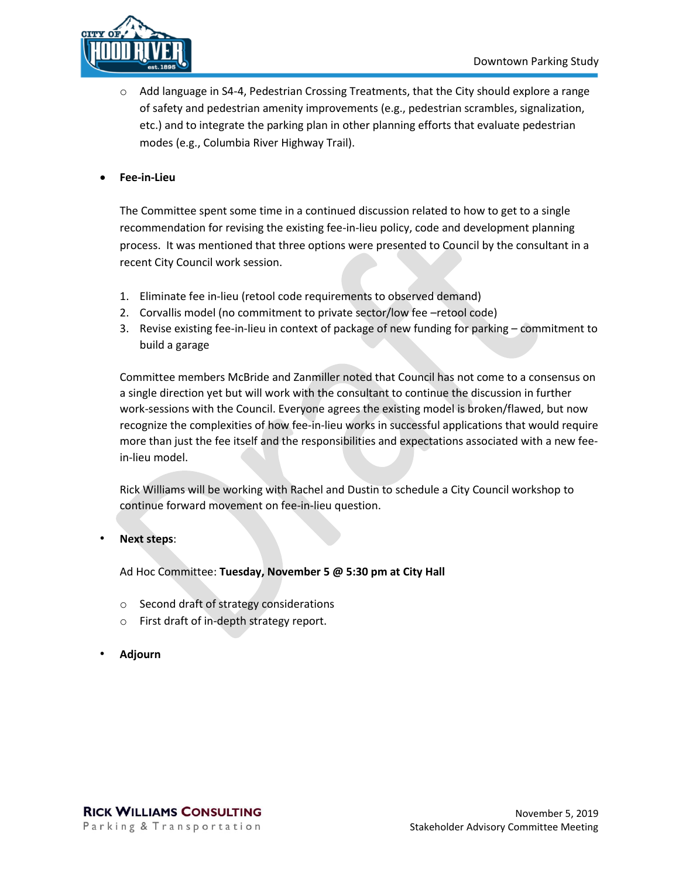- Add language in S4-4, Pedestrian Crossing Treatments, that the City should explore a range of safety and pedestrian amenity improvements (e.g., pedestrian scrambles, signalization, etc.) and to integrate the parking plan in other planning efforts that evaluate pedestrian modes (e.g., Columbia River Highway Trail).

- **Fee-in-Lieu**

  The Committee spent some time in a continued discussion related to how to get to a single recommendation for revising the existing fee-in-lieu policy, code and development planning process. It was mentioned that three options were presented to Council by the consultant in a recent City Council work session.

  1. Eliminate fee in-lieu (retool code requirements to observed demand)
  2. Corvallis model (no commitment to private sector/low fee –retool code)
  3. Revise existing fee-in-lieu in context of package of new funding for parking – commitment to build a garage

  Committee members McBride and Zanmiller noted that Council has not come to a consensus on a single direction yet but will work with the consultant to continue the discussion in further work-sessions with the Council. Everyone agrees the existing model is broken/flawed, but now recognize the complexities of how fee-in-lieu works in successful applications that would require more than just the fee itself and the responsibilities and expectations associated with a new fee-in-lieu model.

  Rick Williams will be working with Rachel and Dustin to schedule a City Council workshop to continue forward movement on fee-in-lieu question.

- **Next steps**:

  Ad Hoc Committee: **Tuesday, November 5 @ 5:30 pm at City Hall**

  - Second draft of strategy considerations
  - First draft of in-depth strategy report.

- **Adjourn**